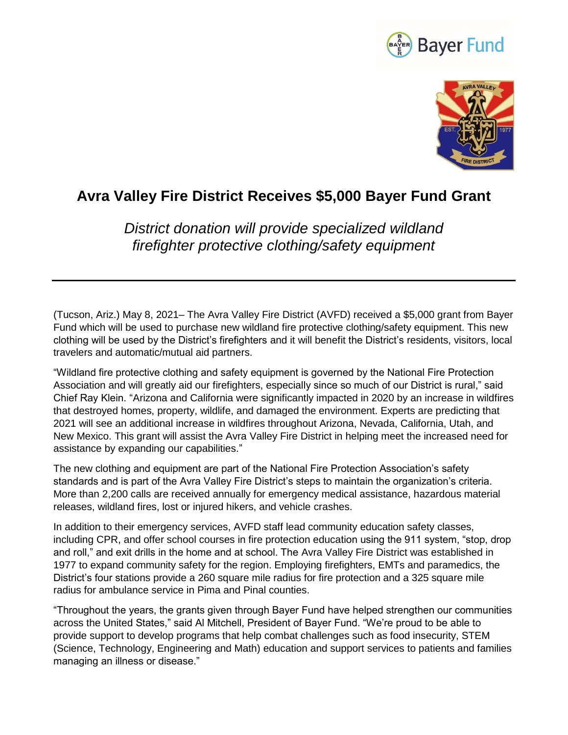# Avra Valley Fire District Receives $5,000 Bayer Fund Grant

*District donation will provide specialized wildland firefighter protective clothing/safety equipment*

---

(Tucson, Ariz.) May 8, 2021– The Avra Valley Fire District (AVFD) received a $5,000 grant from Bayer Fund which will be used to purchase new wildland fire protective clothing/safety equipment. This new clothing will be used by the District's firefighters and it will benefit the District's residents, visitors, local travelers and automatic/mutual aid partners.

"Wildland fire protective clothing and safety equipment is governed by the National Fire Protection Association and will greatly aid our firefighters, especially since so much of our District is rural," said Chief Ray Klein. "Arizona and California were significantly impacted in 2020 by an increase in wildfires that destroyed homes, property, wildlife, and damaged the environment. Experts are predicting that 2021 will see an additional increase in wildfires throughout Arizona, Nevada, California, Utah, and New Mexico. This grant will assist the Avra Valley Fire District in helping meet the increased need for assistance by expanding our capabilities."

The new clothing and equipment are part of the National Fire Protection Association's safety standards and is part of the Avra Valley Fire District's steps to maintain the organization's criteria. More than 2,200 calls are received annually for emergency medical assistance, hazardous material releases, wildland fires, lost or injured hikers, and vehicle crashes.

In addition to their emergency services, AVFD staff lead community education safety classes, including CPR, and offer school courses in fire protection education using the 911 system, "stop, drop and roll," and exit drills in the home and at school. The Avra Valley Fire District was established in 1977 to expand community safety for the region. Employing firefighters, EMTs and paramedics, the District's four stations provide a 260 square mile radius for fire protection and a 325 square mile radius for ambulance service in Pima and Pinal counties.

"Throughout the years, the grants given through Bayer Fund have helped strengthen our communities across the United States," said Al Mitchell, President of Bayer Fund. "We're proud to be able to provide support to develop programs that help combat challenges such as food insecurity, STEM (Science, Technology, Engineering and Math) education and support services to patients and families managing an illness or disease."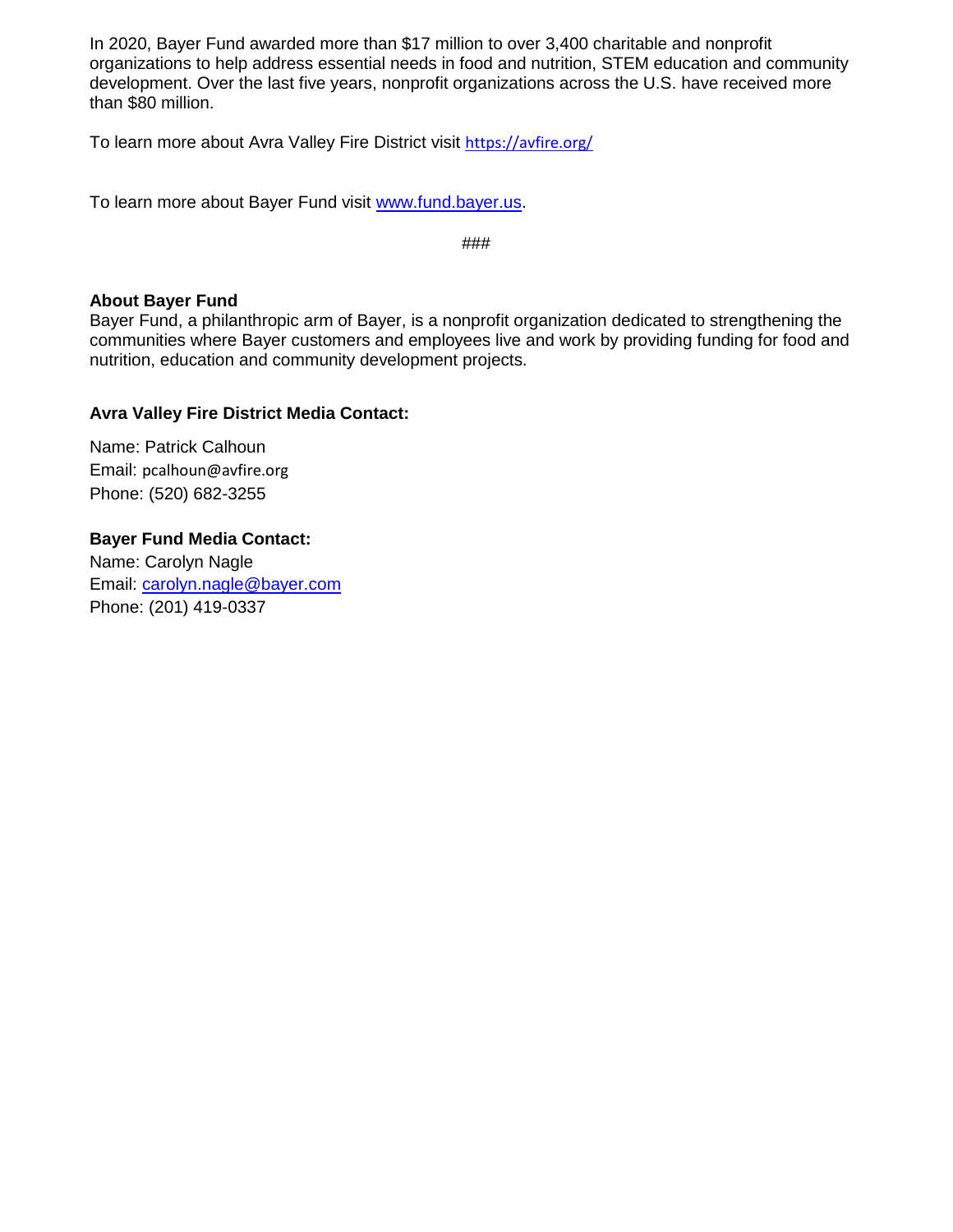In 2020, Bayer Fund awarded more than $17 million to over 3,400 charitable and nonprofit organizations to help address essential needs in food and nutrition, STEM education and community development. Over the last five years, nonprofit organizations across the U.S. have received more than $80 million.

To learn more about Avra Valley Fire District visit https://avfire.org/

To learn more about Bayer Fund visit www.fund.bayer.us.

###

**About Bayer Fund**
Bayer Fund, a philanthropic arm of Bayer, is a nonprofit organization dedicated to strengthening the communities where Bayer customers and employees live and work by providing funding for food and nutrition, education and community development projects.

**Avra Valley Fire District Media Contact:**

Name: Patrick Calhoun
Email: pcalhoun@avfire.org
Phone: (520) 682-3255

**Bayer Fund Media Contact:**
Name: Carolyn Nagle
Email: carolyn.nagle@bayer.com
Phone: (201) 419-0337